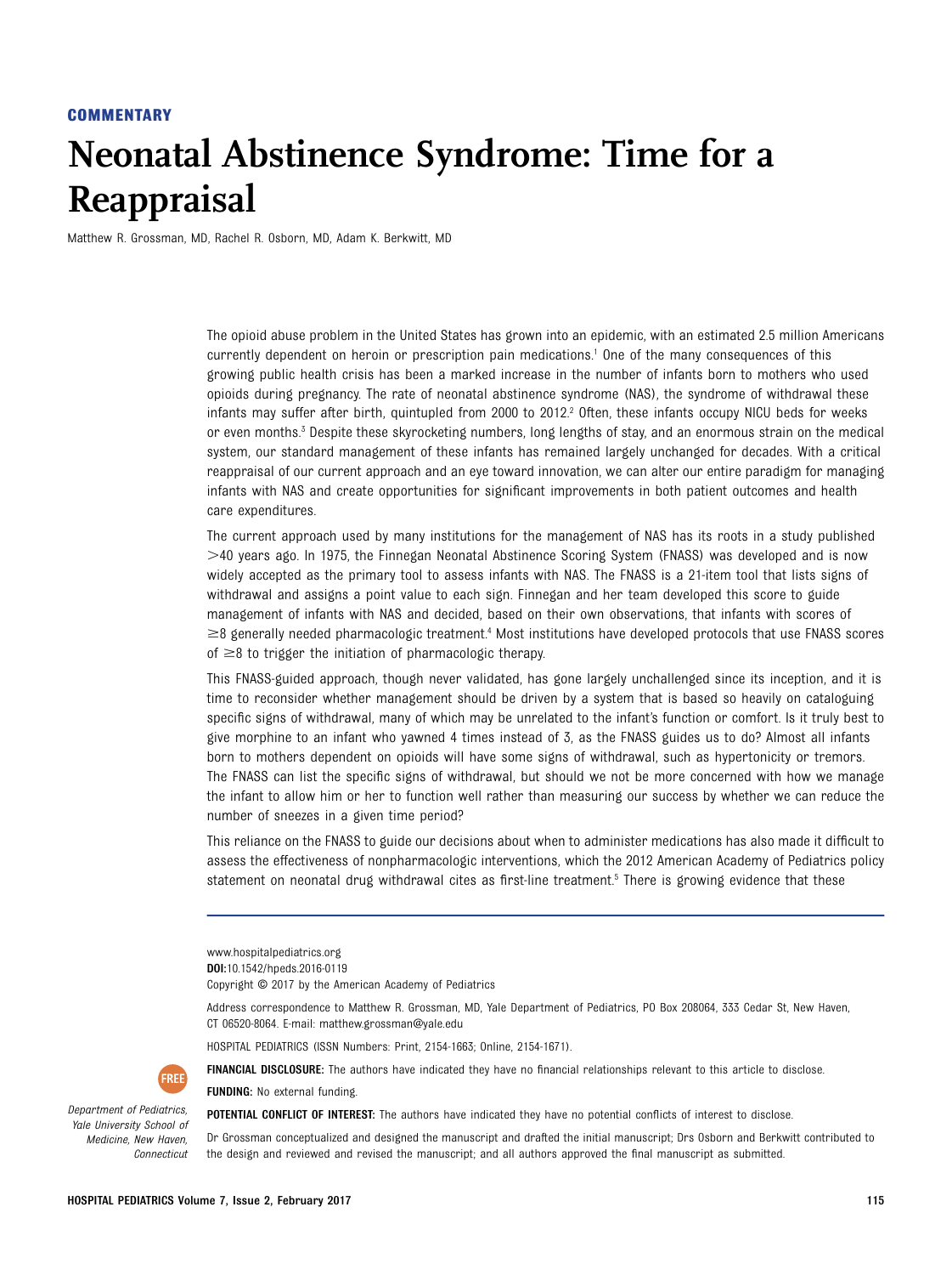**COMMENTARY**

# Neonatal Abstinence Syndrome: Time for a Reappraisal

Matthew R. Grossman, MD, Rachel R. Osborn, MD, Adam K. Berkwitt, MD

The opioid abuse problem in the United States has grown into an epidemic, with an estimated 2.5 million Americans currently dependent on heroin or prescription pain medications.[1] One of the many consequences of this growing public health crisis has been a marked increase in the number of infants born to mothers who used opioids during pregnancy. The rate of neonatal abstinence syndrome (NAS), the syndrome of withdrawal these infants may suffer after birth, quintupled from 2000 to 2012.[2] Often, these infants occupy NICU beds for weeks or even months.[3] Despite these skyrocketing numbers, long lengths of stay, and an enormous strain on the medical system, our standard management of these infants has remained largely unchanged for decades. With a critical reappraisal of our current approach and an eye toward innovation, we can alter our entire paradigm for managing infants with NAS and create opportunities for significant improvements in both patient outcomes and health care expenditures.

The current approach used by many institutions for the management of NAS has its roots in a study published >40 years ago. In 1975, the Finnegan Neonatal Abstinence Scoring System (FNASS) was developed and is now widely accepted as the primary tool to assess infants with NAS. The FNASS is a 21-item tool that lists signs of withdrawal and assigns a point value to each sign. Finnegan and her team developed this score to guide management of infants with NAS and decided, based on their own observations, that infants with scores of ≥8 generally needed pharmacologic treatment.[4] Most institutions have developed protocols that use FNASS scores of ≥8 to trigger the initiation of pharmacologic therapy.

This FNASS-guided approach, though never validated, has gone largely unchallenged since its inception, and it is time to reconsider whether management should be driven by a system that is based so heavily on cataloguing specific signs of withdrawal, many of which may be unrelated to the infant's function or comfort. Is it truly best to give morphine to an infant who yawned 4 times instead of 3, as the FNASS guides us to do? Almost all infants born to mothers dependent on opioids will have some signs of withdrawal, such as hypertonicity or tremors. The FNASS can list the specific signs of withdrawal, but should we not be more concerned with how we manage the infant to allow him or her to function well rather than measuring our success by whether we can reduce the number of sneezes in a given time period?

This reliance on the FNASS to guide our decisions about when to administer medications has also made it difficult to assess the effectiveness of nonpharmacologic interventions, which the 2012 American Academy of Pediatrics policy statement on neonatal drug withdrawal cites as first-line treatment.[5] There is growing evidence that these

---

www.hospitalpediatrics.org
**DOI:**10.1542/hpeds.2016-0119
Copyright © 2017 by the American Academy of Pediatrics

Address correspondence to Matthew R. Grossman, MD, Yale Department of Pediatrics, PO Box 208064, 333 Cedar St, New Haven, CT 06520-8064. E-mail: matthew.grossman@yale.edu

HOSPITAL PEDIATRICS (ISSN Numbers: Print, 2154-1663; Online, 2154-1671).

**FINANCIAL DISCLOSURE:** The authors have indicated they have no financial relationships relevant to this article to disclose.

**FUNDING:** No external funding.

**POTENTIAL CONFLICT OF INTEREST:** The authors have indicated they have no potential conflicts of interest to disclose.

Dr Grossman conceptualized and designed the manuscript and drafted the initial manuscript; Drs Osborn and Berkwitt contributed to the design and reviewed and revised the manuscript; and all authors approved the final manuscript as submitted.

*Department of Pediatrics, Yale University School of Medicine, New Haven, Connecticut*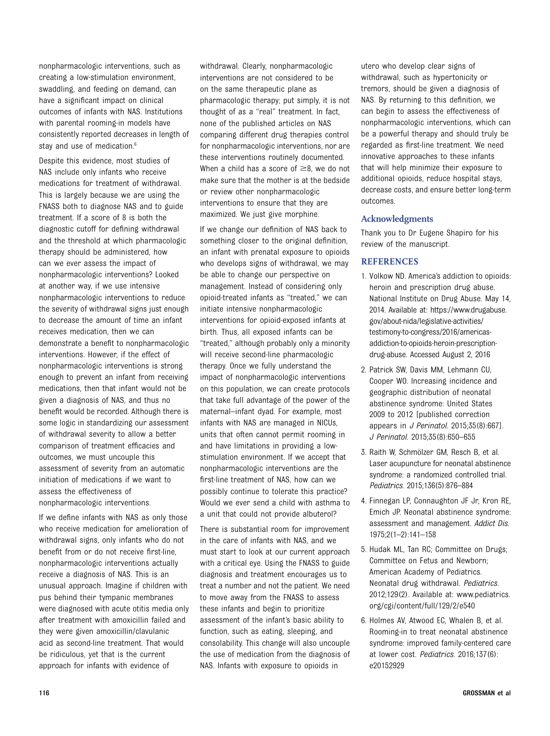nonpharmacologic interventions, such as creating a low-stimulation environment, swaddling, and feeding on demand, can have a significant impact on clinical outcomes of infants with NAS. Institutions with parental rooming-in models have consistently reported decreases in length of stay and use of medication.[6]

Despite this evidence, most studies of NAS include only infants who receive medications for treatment of withdrawal. This is largely because we are using the FNASS both to diagnose NAS and to guide treatment. If a score of 8 is both the diagnostic cutoff for defining withdrawal and the threshold at which pharmacologic therapy should be administered, how can we ever assess the impact of nonpharmacologic interventions? Looked at another way, if we use intensive nonpharmacologic interventions to reduce the severity of withdrawal signs just enough to decrease the amount of time an infant receives medication, then we can demonstrate a benefit to nonpharmacologic interventions. However, if the effect of nonpharmacologic interventions is strong enough to prevent an infant from receiving medications, then that infant would not be given a diagnosis of NAS, and thus no benefit would be recorded. Although there is some logic in standardizing our assessment of withdrawal severity to allow a better comparison of treatment efficacies and outcomes, we must uncouple this assessment of severity from an automatic initiation of medications if we want to assess the effectiveness of nonpharmacologic interventions.

If we define infants with NAS as only those who receive medication for amelioration of withdrawal signs, only infants who do not benefit from or do not receive first-line, nonpharmacologic interventions actually receive a diagnosis of NAS. This is an unusual approach. Imagine if children with pus behind their tympanic membranes were diagnosed with acute otitis media only after treatment with amoxicillin failed and they were given amoxicillin/clavulanic acid as second-line treatment. That would be ridiculous, yet that is the current approach for infants with evidence of withdrawal. Clearly, nonpharmacologic interventions are not considered to be on the same therapeutic plane as pharmacologic therapy; put simply, it is not thought of as a "real" treatment. In fact, none of the published articles on NAS comparing different drug therapies control for nonpharmacologic interventions, nor are these interventions routinely documented. When a child has a score of $\geq 8$, we do not make sure that the mother is at the bedside or review other nonpharmacologic interventions to ensure that they are maximized. We just give morphine.

If we change our definition of NAS back to something closer to the original definition, an infant with prenatal exposure to opioids who develops signs of withdrawal, we may be able to change our perspective on management. Instead of considering only opioid-treated infants as "treated," we can initiate intensive nonpharmacologic interventions for opioid-exposed infants at birth. Thus, all exposed infants can be "treated," although probably only a minority will receive second-line pharmacologic therapy. Once we fully understand the impact of nonpharmacologic interventions on this population, we can create protocols that take full advantage of the power of the maternal–infant dyad. For example, most infants with NAS are managed in NICUs, units that often cannot permit rooming in and have limitations in providing a low-stimulation environment. If we accept that nonpharmacologic interventions are the first-line treatment of NAS, how can we possibly continue to tolerate this practice? Would we ever send a child with asthma to a unit that could not provide albuterol?

There is substantial room for improvement in the care of infants with NAS, and we must start to look at our current approach with a critical eye. Using the FNASS to guide diagnosis and treatment encourages us to treat a number and not the patient. We need to move away from the FNASS to assess these infants and begin to prioritize assessment of the infant's basic ability to function, such as eating, sleeping, and consolability. This change will also uncouple the use of medication from the diagnosis of NAS. Infants with exposure to opioids in utero who develop clear signs of withdrawal, such as hypertonicity or tremors, should be given a diagnosis of NAS. By returning to this definition, we can begin to assess the effectiveness of nonpharmacologic interventions, which can be a powerful therapy and should truly be regarded as first-line treatment. We need innovative approaches to these infants that will help minimize their exposure to additional opioids, reduce hospital stays, decrease costs, and ensure better long-term outcomes.

## Acknowledgments

Thank you to Dr Eugene Shapiro for his review of the manuscript.

## REFERENCES

1. Volkow ND. America's addiction to opioids: heroin and prescription drug abuse. National Institute on Drug Abuse. May 14, 2014. Available at: https://www.drugabuse.gov/about-nida/legislative-activities/testimony-to-congress/2016/americas-addiction-to-opioids-heroin-prescription-drug-abuse. Accessed August 2, 2016
2. Patrick SW, Davis MM, Lehmann CU, Cooper WO. Increasing incidence and geographic distribution of neonatal abstinence syndrome: United States 2009 to 2012 [published correction appears in *J Perinatol*. 2015;35(8):667]. *J Perinatol*. 2015;35(8):650–655
3. Raith W, Schmölzer GM, Resch B, et al. Laser acupuncture for neonatal abstinence syndrome: a randomized controlled trial. *Pediatrics*. 2015;136(5):876–884
4. Finnegan LP, Connaughton JF Jr, Kron RE, Emich JP. Neonatal abstinence syndrome: assessment and management. *Addict Dis*. 1975;2(1–2):141–158
5. Hudak ML, Tan RC; Committee on Drugs; Committee on Fetus and Newborn; American Academy of Pediatrics. Neonatal drug withdrawal. *Pediatrics*. 2012;129(2). Available at: www.pediatrics.org/cgi/content/full/129/2/e540
6. Holmes AV, Atwood EC, Whalen B, et al. Rooming-in to treat neonatal abstinence syndrome: improved family-centered care at lower cost. *Pediatrics*. 2016;137(6):e20152929